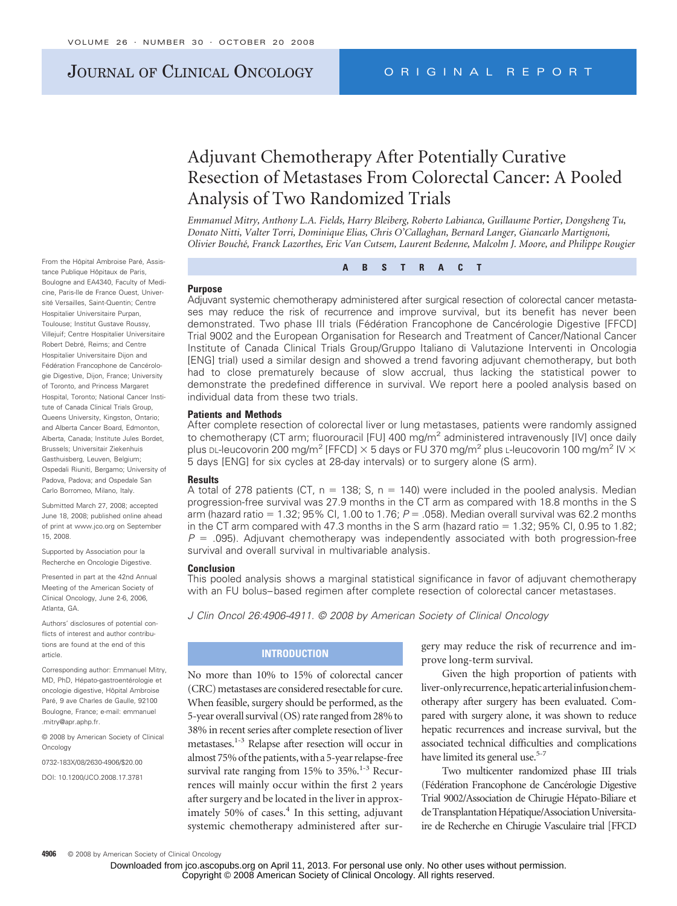# Adjuvant Chemotherapy After Potentially Curative Resection of Metastases From Colorectal Cancer: A Pooled Analysis of Two Randomized Trials

*Emmanuel Mitry, Anthony L.A. Fields, Harry Bleiberg, Roberto Labianca, Guillaume Portier, Dongsheng Tu, Donato Nitti, Valter Torri, Dominique Elias, Chris O'Callaghan, Bernard Langer, Giancarlo Martignoni, Olivier Bouché, Franck Lazorthes, Eric Van Cutsem, Laurent Bedenne, Malcolm J. Moore, and Philippe Rougier*

From the Hôpital Ambroise Paré, Assistance Publique Hôpitaux de Paris, Boulogne and EA4340, Faculty of Medicine, Paris-Ile de France Ouest, Université Versailles, Saint-Quentin; Centre Hospitalier Universitaire Purpan, Toulouse; Institut Gustave Roussy, Villejuif; Centre Hospitalier Universitaire Robert Debré, Reims; and Centre Hospitalier Universitaire Dijon and Fédération Francophone de Cancérologie Digestive, Dijon, France; University of Toronto, and Princess Margaret Hospital, Toronto; National Cancer Institute of Canada Clinical Trials Group, Queens University, Kingston, Ontario; and Alberta Cancer Board, Edmonton, Alberta, Canada; Institute Jules Bordet, Brussels; Universitair Ziekenhuis Gasthuisberg, Leuven, Belgium; Ospedali Riuniti, Bergamo; University of Padova, Padova; and Ospedale San Carlo Borromeo, Milano, Italy.

Submitted March 27, 2008; accepted June 18, 2008; published online ahead of print at www.jco.org on September 15, 2008.

Supported by Association pour la Recherche en Oncologie Digestive.

Presented in part at the 42nd Annual Meeting of the American Society of Clinical Oncology, June 2-6, 2006, Atlanta, GA.

Authors' disclosures of potential conflicts of interest and author contributions are found at the end of this article.

Corresponding author: Emmanuel Mitry, MD, PhD, Hépato-gastroentérologie et oncologie digestive, Hôpital Ambroise Paré, 9 ave Charles de Gaulle, 92100 Boulogne, France; e-mail: emmanuel.mitry@apr.aphp.fr.

© 2008 by American Society of Clinical Oncology

0732-183X/08/2630-4906/$20.00

DOI: 10.1200/JCO.2008.17.3781

## ABSTRACT

### Purpose

Adjuvant systemic chemotherapy administered after surgical resection of colorectal cancer metastases may reduce the risk of recurrence and improve survival, but its benefit has never been demonstrated. Two phase III trials (Fédération Francophone de Cancérologie Digestive [FFCD] Trial 9002 and the European Organisation for Research and Treatment of Cancer/National Cancer Institute of Canada Clinical Trials Group/Gruppo Italiano di Valutazione Interventi in Oncologia [ENG] trial) used a similar design and showed a trend favoring adjuvant chemotherapy, but both had to close prematurely because of slow accrual, thus lacking the statistical power to demonstrate the predefined difference in survival. We report here a pooled analysis based on individual data from these two trials.

### Patients and Methods

After complete resection of colorectal liver or lung metastases, patients were randomly assigned to chemotherapy (CT arm; fluorouracil [FU] 400 mg/m$^2$ administered intravenously [IV] once daily plus DL-leucovorin 200 mg/m$^2$ [FFCD] × 5 days or FU 370 mg/m$^2$ plus L-leucovorin 100 mg/m$^2$ IV × 5 days [ENG] for six cycles at 28-day intervals) or to surgery alone (S arm).

### Results

A total of 278 patients (CT, n = 138; S, n = 140) were included in the pooled analysis. Median progression-free survival was 27.9 months in the CT arm as compared with 18.8 months in the S arm (hazard ratio = 1.32; 95% CI, 1.00 to 1.76; $P$ = .058). Median overall survival was 62.2 months in the CT arm compared with 47.3 months in the S arm (hazard ratio = 1.32; 95% CI, 0.95 to 1.82; $P$ = .095). Adjuvant chemotherapy was independently associated with both progression-free survival and overall survival in multivariable analysis.

### Conclusion

This pooled analysis shows a marginal statistical significance in favor of adjuvant chemotherapy with an FU bolus–based regimen after complete resection of colorectal cancer metastases.

*J Clin Oncol 26:4906-4911. © 2008 by American Society of Clinical Oncology*

## INTRODUCTION

No more than 10% to 15% of colorectal cancer (CRC) metastases are considered resectable for cure. When feasible, surgery should be performed, as the 5-year overall survival (OS) rate ranged from 28% to 38% in recent series after complete resection of liver metastases.[1-3] Relapse after resection will occur in almost 75% of the patients, with a 5-year relapse-free survival rate ranging from 15% to 35%.[1-3] Recurrences will mainly occur within the first 2 years after surgery and be located in the liver in approximately 50% of cases.[4] In this setting, adjuvant systemic chemotherapy administered after surgery may reduce the risk of recurrence and improve long-term survival.

Given the high proportion of patients with liver-only recurrence, hepatic arterial infusion chemotherapy after surgery has been evaluated. Compared with surgery alone, it was shown to reduce hepatic recurrences and increase survival, but the associated technical difficulties and complications have limited its general use.[5-7]

Two multicenter randomized phase III trials (Fédération Francophone de Cancérologie Digestive Trial 9002/Association de Chirugie Hépato-Biliare et de Transplantation Hépatique/Association Universitaire de Recherche en Chirugie Vasculaire trial [FFCD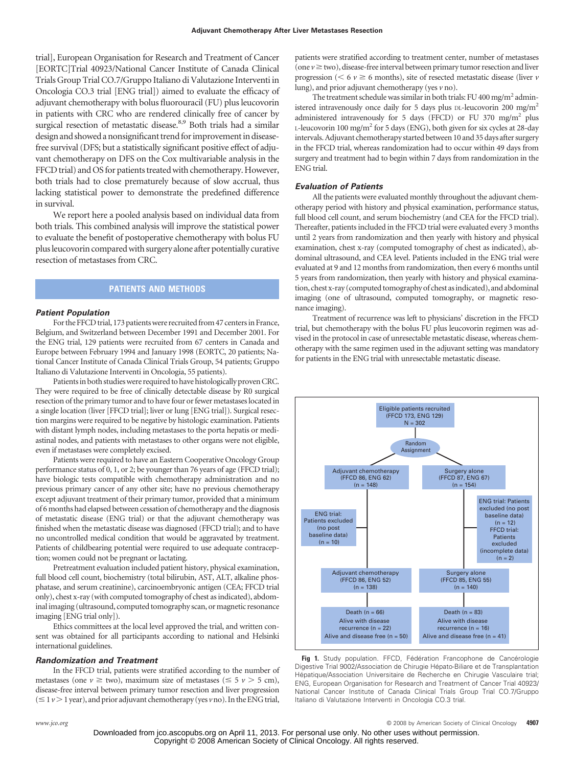trial], European Organisation for Research and Treatment of Cancer [EORTC]Trial 40923/National Cancer Institute of Canada Clinical Trials Group Trial CO.7/Gruppo Italiano di Valutazione Interventi in Oncologia CO.3 trial [ENG trial]) aimed to evaluate the efficacy of adjuvant chemotherapy with bolus fluorouracil (FU) plus leucovorin in patients with CRC who are rendered clinically free of cancer by surgical resection of metastatic disease.[8,9] Both trials had a similar design and showed a nonsignificant trend for improvement in disease-free survival (DFS; but a statistically significant positive effect of adjuvant chemotherapy on DFS on the Cox multivariable analysis in the FFCD trial) and OS for patients treated with chemotherapy. However, both trials had to close prematurely because of slow accrual, thus lacking statistical power to demonstrate the predefined difference in survival.

We report here a pooled analysis based on individual data from both trials. This combined analysis will improve the statistical power to evaluate the benefit of postoperative chemotherapy with bolus FU plus leucovorin compared with surgery alone after potentially curative resection of metastases from CRC.

## PATIENTS AND METHODS

### *Patient Population*

For the FFCD trial, 173 patients were recruited from 47 centers in France, Belgium, and Switzerland between December 1991 and December 2001. For the ENG trial, 129 patients were recruited from 67 centers in Canada and Europe between February 1994 and January 1998 (EORTC, 20 patients; National Cancer Institute of Canada Clinical Trials Group, 54 patients; Gruppo Italiano di Valutazione Interventi in Oncologia, 55 patients).

Patients in both studies were required to have histologically proven CRC. They were required to be free of clinically detectable disease by R0 surgical resection of the primary tumor and to have four or fewer metastases located in a single location (liver [FFCD trial]; liver or lung [ENG trial]). Surgical resection margins were required to be negative by histologic examination. Patients with distant lymph nodes, including metastases to the porta hepatis or mediastinal nodes, and patients with metastases to other organs were not eligible, even if metastases were completely excised.

Patients were required to have an Eastern Cooperative Oncology Group performance status of 0, 1, or 2; be younger than 76 years of age (FFCD trial); have biologic tests compatible with chemotherapy administration and no previous primary cancer of any other site; have no previous chemotherapy except adjuvant treatment of their primary tumor, provided that a minimum of 6 months had elapsed between cessation of chemotherapy and the diagnosis of metastatic disease (ENG trial) or that the adjuvant chemotherapy was finished when the metastatic disease was diagnosed (FFCD trial); and to have no uncontrolled medical condition that would be aggravated by treatment. Patients of childbearing potential were required to use adequate contraception; women could not be pregnant or lactating.

Pretreatment evaluation included patient history, physical examination, full blood cell count, biochemistry (total bilirubin, AST, ALT, alkaline phosphatase, and serum creatinine), carcinoembryonic antigen (CEA; FFCD trial only), chest x-ray (with computed tomography of chest as indicated), abdominal imaging (ultrasound, computed tomography scan, or magnetic resonance imaging [ENG trial only]).

Ethics committees at the local level approved the trial, and written consent was obtained for all participants according to national and Helsinki international guidelines.

### *Randomization and Treatment*

In the FFCD trial, patients were stratified according to the number of metastases (one *v* ≥ two), maximum size of metastases (≤ 5 *v* > 5 cm), disease-free interval between primary tumor resection and liver progression (≤ 1 *v* > 1 year), and prior adjuvant chemotherapy (yes *v* no). In the ENG trial, patients were stratified according to treatment center, number of metastases (one *v* ≥ two), disease-free interval between primary tumor resection and liver progression (< 6 *v* ≥ 6 months), site of resected metastatic disease (liver *v* lung), and prior adjuvant chemotherapy (yes *v* no).

The treatment schedule was similar in both trials: FU 400 mg/m² administered intravenously once daily for 5 days plus DL-leucovorin 200 mg/m² administered intravenously for 5 days (FFCD) or FU 370 mg/m² plus L-leucovorin 100 mg/m² for 5 days (ENG), both given for six cycles at 28-day intervals. Adjuvant chemotherapy started between 10 and 35 days after surgery in the FFCD trial, whereas randomization had to occur within 49 days from surgery and treatment had to begin within 7 days from randomization in the ENG trial.

### *Evaluation of Patients*

All the patients were evaluated monthly throughout the adjuvant chemotherapy period with history and physical examination, performance status, full blood cell count, and serum biochemistry (and CEA for the FFCD trial). Thereafter, patients included in the FFCD trial were evaluated every 3 months until 2 years from randomization and then yearly with history and physical examination, chest x-ray (computed tomography of chest as indicated), abdominal ultrasound, and CEA level. Patients included in the ENG trial were evaluated at 9 and 12 months from randomization, then every 6 months until 5 years from randomization, then yearly with history and physical examination, chest x-ray (computed tomography of chest as indicated), and abdominal imaging (one of ultrasound, computed tomography, or magnetic resonance imaging).

Treatment of recurrence was left to physicians' discretion in the FFCD trial, but chemotherapy with the bolus FU plus leucovorin regimen was advised in the protocol in case of unresectable metastatic disease, whereas chemotherapy with the same regimen used in the adjuvant setting was mandatory for patients in the ENG trial with unresectable metastatic disease.

Eligible patients recruited (FFCD 173, ENG 129) N = 302

Random Assignment

Adjuvant chemotherapy (FFCD 86, ENG 62) (n = 148)

Surgery alone (FFCD 87, ENG 67) (n = 154)

ENG trial: Patients excluded (no post baseline data) (n = 10)

ENG trial: Patients excluded (no post baseline data) (n = 12) FFCD trial: Patients excluded (incomplete data) (n = 2)

Adjuvant chemotherapy (FFCD 86, ENG 52) (n = 138)

Surgery alone (FFCD 85, ENG 55) (n = 140)

Death (n = 66) Alive with disease recurrence (n = 22) Alive and disease free (n = 50)

Death (n = 83) Alive with disease recurrence (n = 16) Alive and disease free (n = 41)

**Fig 1.** Study population. FFCD, Fédération Francophone de Cancérologie Digestive Trial 9002/Association de Chirugie Hépato-Biliare et de Transplantation Hépatique/Association Universitaire de Recherche en Chirugie Vasculaire trial; ENG, European Organisation for Research and Treatment of Cancer Trial 40923/ National Cancer Institute of Canada Clinical Trials Group Trial CO.7/Gruppo Italiano di Valutazione Interventi in Oncologia CO.3 trial.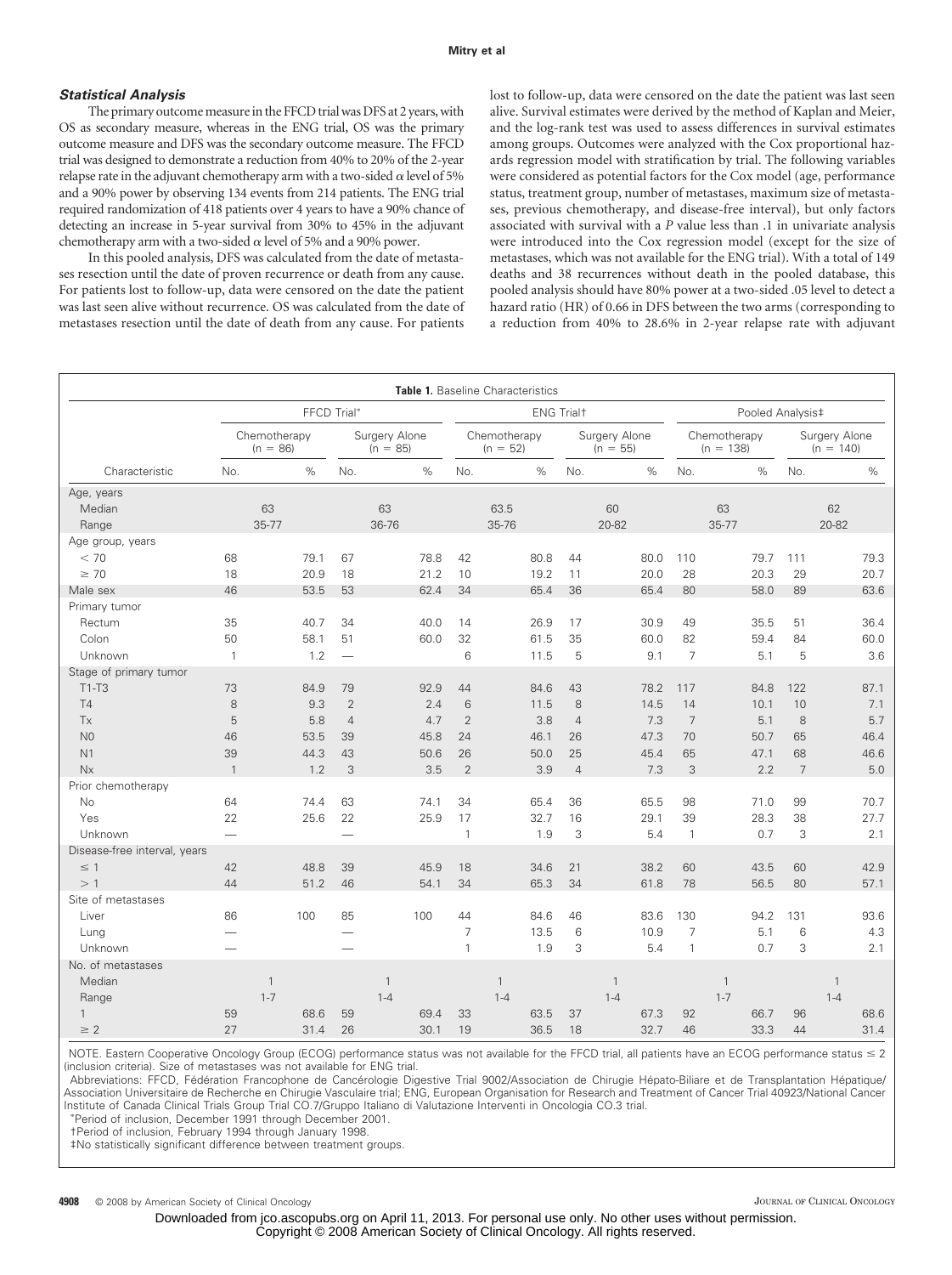### *Statistical Analysis*

The primary outcome measure in the FFCD trial was DFS at 2 years, with OS as secondary measure, whereas in the ENG trial, OS was the primary outcome measure and DFS was the secondary outcome measure. The FFCD trial was designed to demonstrate a reduction from 40% to 20% of the 2-year relapse rate in the adjuvant chemotherapy arm with a two-sided $\alpha$ level of 5% and a 90% power by observing 134 events from 214 patients. The ENG trial required randomization of 418 patients over 4 years to have a 90% chance of detecting an increase in 5-year survival from 30% to 45% in the adjuvant chemotherapy arm with a two-sided $\alpha$ level of 5% and a 90% power.

In this pooled analysis, DFS was calculated from the date of metastases resection until the date of proven recurrence or death from any cause. For patients lost to follow-up, data were censored on the date the patient was last seen alive without recurrence. OS was calculated from the date of metastases resection until the date of death from any cause. For patients lost to follow-up, data were censored on the date the patient was last seen alive. Survival estimates were derived by the method of Kaplan and Meier, and the log-rank test was used to assess differences in survival estimates among groups. Outcomes were analyzed with the Cox proportional hazards regression model with stratification by trial. The following variables were considered as potential factors for the Cox model (age, performance status, treatment group, number of metastases, maximum size of metastases, previous chemotherapy, and disease-free interval), but only factors associated with survival with a *P* value less than .1 in univariate analysis were introduced into the Cox regression model (except for the size of metastases, which was not available for the ENG trial). With a total of 149 deaths and 38 recurrences without death in the pooled database, this pooled analysis should have 80% power at a two-sided .05 level to detect a hazard ratio (HR) of 0.66 in DFS between the two arms (corresponding to a reduction from 40% to 28.6% in 2-year relapse rate with adjuvant

**Table 1.** Baseline Characteristics

| Characteristic | FFCD Trial* | | | | ENG Trial† | | | | Pooled Analysis‡ | | | |
|---|---|---|---|---|---|---|---|---|---|---|---|---|
| | Chemotherapy (n = 86) | | Surgery Alone (n = 85) | | Chemotherapy (n = 52) | | Surgery Alone (n = 55) | | Chemotherapy (n = 138) | | Surgery Alone (n = 140) | |
| | No. | % | No. | % | No. | % | No. | % | No. | % | No. | % |
| Age, years | | | | | | | | | | | | |
| Median | 63 | | 63 | | 63.5 | | 60 | | 63 | | 62 | |
| Range | 35-77 | | 36-76 | | 35-76 | | 20-82 | | 35-77 | | 20-82 | |
| Age group, years | | | | | | | | | | | | |
| < 70 | 68 | 79.1 | 67 | 78.8 | 42 | 80.8 | 44 | 80.0 | 110 | 79.7 | 111 | 79.3 |
| ≥ 70 | 18 | 20.9 | 18 | 21.2 | 10 | 19.2 | 11 | 20.0 | 28 | 20.3 | 29 | 20.7 |
| Male sex | 46 | 53.5 | 53 | 62.4 | 34 | 65.4 | 36 | 65.4 | 80 | 58.0 | 89 | 63.6 |
| Primary tumor | | | | | | | | | | | | |
| Rectum | 35 | 40.7 | 34 | 40.0 | 14 | 26.9 | 17 | 30.9 | 49 | 35.5 | 51 | 36.4 |
| Colon | 50 | 58.1 | 51 | 60.0 | 32 | 61.5 | 35 | 60.0 | 82 | 59.4 | 84 | 60.0 |
| Unknown | 1 | 1.2 | — | | 6 | 11.5 | 5 | 9.1 | 7 | 5.1 | 5 | 3.6 |
| Stage of primary tumor | | | | | | | | | | | | |
| T1-T3 | 73 | 84.9 | 79 | 92.9 | 44 | 84.6 | 43 | 78.2 | 117 | 84.8 | 122 | 87.1 |
| T4 | 8 | 9.3 | 2 | 2.4 | 6 | 11.5 | 8 | 14.5 | 14 | 10.1 | 10 | 7.1 |
| Tx | 5 | 5.8 | 4 | 4.7 | 2 | 3.8 | 4 | 7.3 | 7 | 5.1 | 8 | 5.7 |
| N0 | 46 | 53.5 | 39 | 45.8 | 24 | 46.1 | 26 | 47.3 | 70 | 50.7 | 65 | 46.4 |
| N1 | 39 | 44.3 | 43 | 50.6 | 26 | 50.0 | 25 | 45.4 | 65 | 47.1 | 68 | 46.6 |
| Nx | 1 | 1.2 | 3 | 3.5 | 2 | 3.9 | 4 | 7.3 | 3 | 2.2 | 7 | 5.0 |
| Prior chemotherapy | | | | | | | | | | | | |
| No | 64 | 74.4 | 63 | 74.1 | 34 | 65.4 | 36 | 65.5 | 98 | 71.0 | 99 | 70.7 |
| Yes | 22 | 25.6 | 22 | 25.9 | 17 | 32.7 | 16 | 29.1 | 39 | 28.3 | 38 | 27.7 |
| Unknown | — | | — | | 1 | 1.9 | 3 | 5.4 | 1 | 0.7 | 3 | 2.1 |
| Disease-free interval, years | | | | | | | | | | | | |
| ≤ 1 | 42 | 48.8 | 39 | 45.9 | 18 | 34.6 | 21 | 38.2 | 60 | 43.5 | 60 | 42.9 |
| > 1 | 44 | 51.2 | 46 | 54.1 | 34 | 65.3 | 34 | 61.8 | 78 | 56.5 | 80 | 57.1 |
| Site of metastases | | | | | | | | | | | | |
| Liver | 86 | 100 | 85 | 100 | 44 | 84.6 | 46 | 83.6 | 130 | 94.2 | 131 | 93.6 |
| Lung | — | | — | | 7 | 13.5 | 6 | 10.9 | 7 | 5.1 | 6 | 4.3 |
| Unknown | — | | — | | 1 | 1.9 | 3 | 5.4 | 1 | 0.7 | 3 | 2.1 |
| No. of metastases | | | | | | | | | | | | |
| Median | 1 | | 1 | | 1 | | 1 | | 1 | | 1 | |
| Range | 1-7 | | 1-4 | | 1-4 | | 1-4 | | 1-7 | | 1-4 | |
| 1 | 59 | 68.6 | 59 | 69.4 | 33 | 63.5 | 37 | 67.3 | 92 | 66.7 | 96 | 68.6 |
| ≥ 2 | 27 | 31.4 | 26 | 30.1 | 19 | 36.5 | 18 | 32.7 | 46 | 33.3 | 44 | 31.4 |

NOTE. Eastern Cooperative Oncology Group (ECOG) performance status was not available for the FFCD trial, all patients have an ECOG performance status ≤ 2 (inclusion criteria). Size of metastases was not available for ENG trial.

Abbreviations: FFCD, Fédération Francophone de Cancérologie Digestive Trial 9002/Association de Chirugie Hépato-Biliare et de Transplantation Hépatique/Association Universitaire de Recherche en Chirugie Vasculaire trial; ENG, European Organisation for Research and Treatment of Cancer Trial 40923/National Cancer Institute of Canada Clinical Trials Group Trial CO.7/Gruppo Italiano di Valutazione Interventi in Oncologia CO.3 trial.

*Period of inclusion, December 1991 through December 2001.

†Period of inclusion, February 1994 through January 1998.

‡No statistically significant difference between treatment groups.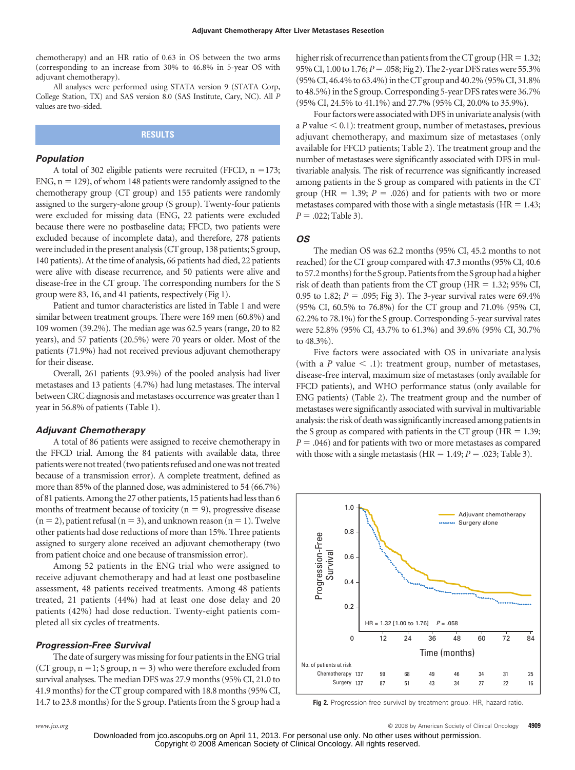chemotherapy) and an HR ratio of 0.63 in OS between the two arms (corresponding to an increase from 30% to 46.8% in 5-year OS with adjuvant chemotherapy).

All analyses were performed using STATA version 9 (STATA Corp, College Station, TX) and SAS version 8.0 (SAS Institute, Cary, NC). All *P* values are two-sided.

## RESULTS

### Population

A total of 302 eligible patients were recruited (FFCD, n =173; ENG, n = 129), of whom 148 patients were randomly assigned to the chemotherapy group (CT group) and 155 patients were randomly assigned to the surgery-alone group (S group). Twenty-four patients were excluded for missing data (ENG, 22 patients were excluded because there were no postbaseline data; FFCD, two patients were excluded because of incomplete data), and therefore, 278 patients were included in the present analysis (CT group, 138 patients; S group, 140 patients). At the time of analysis, 66 patients had died, 22 patients were alive with disease recurrence, and 50 patients were alive and disease-free in the CT group. The corresponding numbers for the S group were 83, 16, and 41 patients, respectively (Fig 1).

Patient and tumor characteristics are listed in Table 1 and were similar between treatment groups. There were 169 men (60.8%) and 109 women (39.2%). The median age was 62.5 years (range, 20 to 82 years), and 57 patients (20.5%) were 70 years or older. Most of the patients (71.9%) had not received previous adjuvant chemotherapy for their disease.

Overall, 261 patients (93.9%) of the pooled analysis had liver metastases and 13 patients (4.7%) had lung metastases. The interval between CRC diagnosis and metastases occurrence was greater than 1 year in 56.8% of patients (Table 1).

### Adjuvant Chemotherapy

A total of 86 patients were assigned to receive chemotherapy in the FFCD trial. Among the 84 patients with available data, three patients were not treated (two patients refused and one was not treated because of a transmission error). A complete treatment, defined as more than 85% of the planned dose, was administered to 54 (66.7%) of 81 patients. Among the 27 other patients, 15 patients had less than 6 months of treatment because of toxicity (n = 9), progressive disease (n = 2), patient refusal (n = 3), and unknown reason (n = 1). Twelve other patients had dose reductions of more than 15%. Three patients assigned to surgery alone received an adjuvant chemotherapy (two from patient choice and one because of transmission error).

Among 52 patients in the ENG trial who were assigned to receive adjuvant chemotherapy and had at least one postbaseline assessment, 48 patients received treatments. Among 48 patients treated, 21 patients (44%) had at least one dose delay and 20 patients (42%) had dose reduction. Twenty-eight patients completed all six cycles of treatments.

### Progression-Free Survival

The date of surgery was missing for four patients in the ENG trial (CT group, n =1; S group, n = 3) who were therefore excluded from survival analyses. The median DFS was 27.9 months (95% CI, 21.0 to 41.9 months) for the CT group compared with 18.8 months (95% CI, 14.7 to 23.8 months) for the S group. Patients from the S group had a higher risk of recurrence than patients from the CT group (HR = 1.32; 95% CI, 1.00 to 1.76; *P* = .058; Fig 2). The 2-year DFS rates were 55.3% (95% CI, 46.4% to 63.4%) in the CT group and 40.2% (95% CI, 31.8% to 48.5%) in the S group. Corresponding 5-year DFS rates were 36.7% (95% CI, 24.5% to 41.1%) and 27.7% (95% CI, 20.0% to 35.9%).

Four factors were associated with DFS in univariate analysis (with a *P* value < 0.1): treatment group, number of metastases, previous adjuvant chemotherapy, and maximum size of metastases (only available for FFCD patients; Table 2). The treatment group and the number of metastases were significantly associated with DFS in multivariable analysis. The risk of recurrence was significantly increased among patients in the S group as compared with patients in the CT group (HR = 1.39; *P* = .026) and for patients with two or more metastases compared with those with a single metastasis (HR = 1.43; *P* = .022; Table 3).

### OS

The median OS was 62.2 months (95% CI, 45.2 months to not reached) for the CT group compared with 47.3 months (95% CI, 40.6 to 57.2 months) for the S group. Patients from the S group had a higher risk of death than patients from the CT group (HR = 1.32; 95% CI, 0.95 to 1.82; *P* = .095; Fig 3). The 3-year survival rates were 69.4% (95% CI, 60.5% to 76.8%) for the CT group and 71.0% (95% CI, 62.2% to 78.1%) for the S group. Corresponding 5-year survival rates were 52.8% (95% CI, 43.7% to 61.3%) and 39.6% (95% CI, 30.7% to 48.3%).

Five factors were associated with OS in univariate analysis (with a *P* value < .1): treatment group, number of metastases, disease-free interval, maximum size of metastases (only available for FFCD patients), and WHO performance status (only available for ENG patients) (Table 2). The treatment group and the number of metastases were significantly associated with survival in multivariable analysis: the risk of death was significantly increased among patients in the S group as compared with patients in the CT group (HR = 1.39; *P* = .046) and for patients with two or more metastases as compared with those with a single metastasis (HR = 1.49; *P* = .023; Table 3).

| No. of patients at risk | 0 | 12 | 24 | 36 | 48 | 60 | 72 | 84 |
|---|---|---|---|---|---|---|---|---|
| Chemotherapy | 137 | 99 | 68 | 49 | 46 | 34 | 31 | 25 |
| Surgery | 137 | 87 | 51 | 43 | 34 | 27 | 22 | 16 |

HR = 1.32 [1.00 to 1.76] *P* = .058

**Fig 2.** Progression-free survival by treatment group. HR, hazard ratio.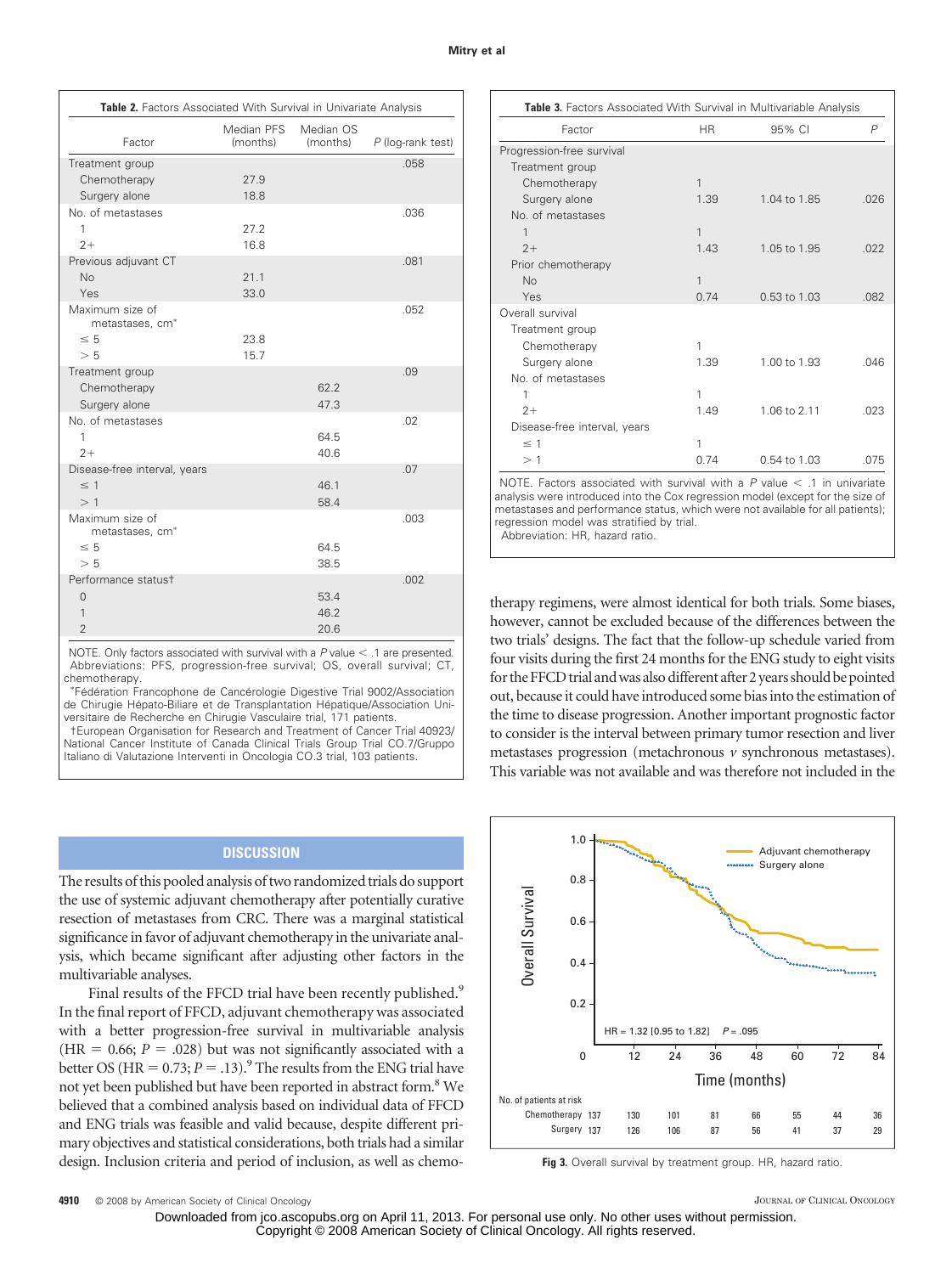**Table 2.** Factors Associated With Survival in Univariate Analysis

| Factor | Median PFS (months) | Median OS (months) | P (log-rank test) |
|---|---|---|---|
| Treatment group | | | .058 |
| Chemotherapy | 27.9 | | |
| Surgery alone | 18.8 | | |
| No. of metastases | | | .036 |
| 1 | 27.2 | | |
| 2+ | 16.8 | | |
| Previous adjuvant CT | | | .081 |
| No | 21.1 | | |
| Yes | 33.0 | | |
| Maximum size of metastases, cm* | | | .052 |
| ≤ 5 | 23.8 | | |
| > 5 | 15.7 | | |
| Treatment group | | | .09 |
| Chemotherapy | | 62.2 | |
| Surgery alone | | 47.3 | |
| No. of metastases | | | .02 |
| 1 | | 64.5 | |
| 2+ | | 40.6 | |
| Disease-free interval, years | | | .07 |
| ≤ 1 | | 46.1 | |
| > 1 | | 58.4 | |
| Maximum size of metastases, cm* | | | .003 |
| ≤ 5 | | 64.5 | |
| > 5 | | 38.5 | |
| Performance status† | | | .002 |
| 0 | | 53.4 | |
| 1 | | 46.2 | |
| 2 | | 20.6 | |

NOTE. Only factors associated with survival with a $P$ value < .1 are presented.
Abbreviations: PFS, progression-free survival; OS, overall survival; CT, chemotherapy.
*Fédération Francophone de Cancérologie Digestive Trial 9002/Association de Chirugie Hépato-Biliare et de Transplantation Hépatique/Association Universitaire de Recherche en Chirugie Vasculaire trial, 171 patients.
†European Organisation for Research and Treatment of Cancer Trial 40923/National Cancer Institute of Canada Clinical Trials Group Trial CO.7/Gruppo Italiano di Valutazione Interventi in Oncologia CO.3 trial, 103 patients.

**Table 3.** Factors Associated With Survival in Multivariable Analysis

| Factor | HR | 95% CI | P |
|---|---|---|---|
| Progression-free survival | | | |
| Treatment group | | | |
| Chemotherapy | 1 | | |
| Surgery alone | 1.39 | 1.04 to 1.85 | .026 |
| No. of metastases | | | |
| 1 | 1 | | |
| 2+ | 1.43 | 1.05 to 1.95 | .022 |
| Prior chemotherapy | | | |
| No | 1 | | |
| Yes | 0.74 | 0.53 to 1.03 | .082 |
| Overall survival | | | |
| Treatment group | | | |
| Chemotherapy | 1 | | |
| Surgery alone | 1.39 | 1.00 to 1.93 | .046 |
| No. of metastases | | | |
| 1 | 1 | | |
| 2+ | 1.49 | 1.06 to 2.11 | .023 |
| Disease-free interval, years | | | |
| ≤ 1 | 1 | | |
| > 1 | 0.74 | 0.54 to 1.03 | .075 |

NOTE. Factors associated with survival with a $P$ value < .1 in univariate analysis were introduced into the Cox regression model (except for the size of metastases and performance status, which were not available for all patients); regression model was stratified by trial.
Abbreviation: HR, hazard ratio.

## DISCUSSION

The results of this pooled analysis of two randomized trials do support the use of systemic adjuvant chemotherapy after potentially curative resection of metastases from CRC. There was a marginal statistical significance in favor of adjuvant chemotherapy in the univariate analysis, which became significant after adjusting other factors in the multivariable analyses.

Final results of the FFCD trial have been recently published.[9] In the final report of FFCD, adjuvant chemotherapy was associated with a better progression-free survival in multivariable analysis (HR = 0.66; $P$ = .028) but was not significantly associated with a better OS (HR = 0.73; $P$ = .13).[9] The results from the ENG trial have not yet been published but have been reported in abstract form.[8] We believed that a combined analysis based on individual data of FFCD and ENG trials was feasible and valid because, despite different primary objectives and statistical considerations, both trials had a similar design. Inclusion criteria and period of inclusion, as well as chemotherapy regimens, were almost identical for both trials. Some biases, however, cannot be excluded because of the differences between the two trials' designs. The fact that the follow-up schedule varied from four visits during the first 24 months for the ENG study to eight visits for the FFCD trial and was also different after 2 years should be pointed out, because it could have introduced some bias into the estimation of the time to disease progression. Another important prognostic factor to consider is the interval between primary tumor resection and liver metastases progression (metachronous *v* synchronous metastases). This variable was not available and was therefore not included in the

**Fig 3.** Overall survival by treatment group. HR, hazard ratio.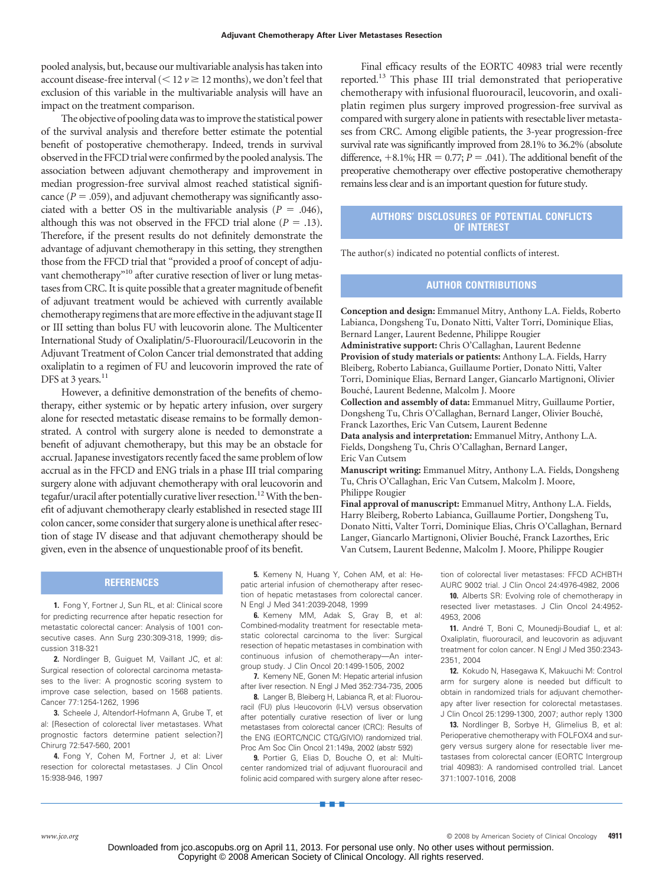pooled analysis, but, because our multivariable analysis has taken into account disease-free interval ($< 12$ v $\geq 12$ months), we don't feel that exclusion of this variable in the multivariable analysis will have an impact on the treatment comparison.

The objective of pooling data was to improve the statistical power of the survival analysis and therefore better estimate the potential benefit of postoperative chemotherapy. Indeed, trends in survival observed in the FFCD trial were confirmed by the pooled analysis. The association between adjuvant chemotherapy and improvement in median progression-free survival almost reached statistical significance ($P = .059$), and adjuvant chemotherapy was significantly associated with a better OS in the multivariable analysis ($P = .046$), although this was not observed in the FFCD trial alone ($P = .13$). Therefore, if the present results do not definitely demonstrate the advantage of adjuvant chemotherapy in this setting, they strengthen those from the FFCD trial that "provided a proof of concept of adjuvant chemotherapy"[10] after curative resection of liver or lung metastases from CRC. It is quite possible that a greater magnitude of benefit of adjuvant treatment would be achieved with currently available chemotherapy regimens that are more effective in the adjuvant stage II or III setting than bolus FU with leucovorin alone. The Multicenter International Study of Oxaliplatin/5-Fluorouracil/Leucovorin in the Adjuvant Treatment of Colon Cancer trial demonstrated that adding oxaliplatin to a regimen of FU and leucovorin improved the rate of DFS at 3 years.[11]

However, a definitive demonstration of the benefits of chemotherapy, either systemic or by hepatic artery infusion, over surgery alone for resected metastatic disease remains to be formally demonstrated. A control with surgery alone is needed to demonstrate a benefit of adjuvant chemotherapy, but this may be an obstacle for accrual. Japanese investigators recently faced the same problem of low accrual as in the FFCD and ENG trials in a phase III trial comparing surgery alone with adjuvant chemotherapy with oral leucovorin and tegafur/uracil after potentially curative liver resection.[12] With the benefit of adjuvant chemotherapy clearly established in resected stage III colon cancer, some consider that surgery alone is unethical after resection of stage IV disease and that adjuvant chemotherapy should be given, even in the absence of unquestionable proof of its benefit.

Final efficacy results of the EORTC 40983 trial were recently reported.[13] This phase III trial demonstrated that perioperative chemotherapy with infusional fluorouracil, leucovorin, and oxaliplatin regimen plus surgery improved progression-free survival as compared with surgery alone in patients with resectable liver metastases from CRC. Among eligible patients, the 3-year progression-free survival rate was significantly improved from 28.1% to 36.2% (absolute difference, +8.1%; HR = 0.77; $P = .041$). The additional benefit of the preoperative chemotherapy over effective postoperative chemotherapy remains less clear and is an important question for future study.

## AUTHORS' DISCLOSURES OF POTENTIAL CONFLICTS OF INTEREST

The author(s) indicated no potential conflicts of interest.

## AUTHOR CONTRIBUTIONS

**Conception and design:** Emmanuel Mitry, Anthony L.A. Fields, Roberto Labianca, Dongsheng Tu, Donato Nitti, Valter Torri, Dominique Elias, Bernard Langer, Laurent Bedenne, Philippe Rougier
**Administrative support:** Chris O'Callaghan, Laurent Bedenne
**Provision of study materials or patients:** Anthony L.A. Fields, Harry Bleiberg, Roberto Labianca, Guillaume Portier, Donato Nitti, Valter Torri, Dominique Elias, Bernard Langer, Giancarlo Martignoni, Olivier Bouché, Laurent Bedenne, Malcolm J. Moore
**Collection and assembly of data:** Emmanuel Mitry, Guillaume Portier, Dongsheng Tu, Chris O'Callaghan, Bernard Langer, Olivier Bouché, Franck Lazorthes, Eric Van Cutsem, Laurent Bedenne
**Data analysis and interpretation:** Emmanuel Mitry, Anthony L.A. Fields, Dongsheng Tu, Chris O'Callaghan, Bernard Langer, Eric Van Cutsem
**Manuscript writing:** Emmanuel Mitry, Anthony L.A. Fields, Dongsheng Tu, Chris O'Callaghan, Eric Van Cutsem, Malcolm J. Moore, Philippe Rougier
**Final approval of manuscript:** Emmanuel Mitry, Anthony L.A. Fields, Harry Bleiberg, Roberto Labianca, Guillaume Portier, Dongsheng Tu, Donato Nitti, Valter Torri, Dominique Elias, Chris O'Callaghan, Bernard Langer, Giancarlo Martignoni, Olivier Bouché, Franck Lazorthes, Eric Van Cutsem, Laurent Bedenne, Malcolm J. Moore, Philippe Rougier

## REFERENCES

1. Fong Y, Fortner J, Sun RL, et al: Clinical score for predicting recurrence after hepatic resection for metastatic colorectal cancer: Analysis of 1001 consecutive cases. Ann Surg 230:309-318, 1999; discussion 318-321

2. Nordlinger B, Guiguet M, Vaillant JC, et al: Surgical resection of colorectal carcinoma metastases to the liver: A prognostic scoring system to improve case selection, based on 1568 patients. Cancer 77:1254-1262, 1996

3. Scheele J, Altendorf-Hofmann A, Grube T, et al: [Resection of colorectal liver metastases. What prognostic factors determine patient selection?] Chirurg 72:547-560, 2001

4. Fong Y, Cohen M, Fortner J, et al: Liver resection for colorectal metastases. J Clin Oncol 15:938-946, 1997

5. Kemeny N, Huang Y, Cohen AM, et al: Hepatic arterial infusion of chemotherapy after resection of hepatic metastases from colorectal cancer. N Engl J Med 341:2039-2048, 1999

6. Kemeny MM, Adak S, Gray B, et al: Combined-modality treatment for resectable metastatic colorectal carcinoma to the liver: Surgical resection of hepatic metastases in combination with continuous infusion of chemotherapy—An intergroup study. J Clin Oncol 20:1499-1505, 2002

7. Kemeny NE, Gonen M: Hepatic arterial infusion after liver resection. N Engl J Med 352:734-735, 2005

8. Langer B, Bleiberg H, Labianca R, et al: Fluorouracil (FU) plus l-leucovorin (l-LV) versus observation after potentially curative resection of liver or lung metastases from colorectal cancer (CRC): Results of the ENG (EORTC/NCIC CTG/GIVIO) randomized trial. Proc Am Soc Clin Oncol 21:149a, 2002 (abstr 592)

9. Portier G, Elias D, Bouche O, et al: Multicenter randomized trial of adjuvant fluorouracil and folinic acid compared with surgery alone after resection of colorectal liver metastases: FFCD ACHBTH AURC 9002 trial. J Clin Oncol 24:4976-4982, 2006

10. Alberts SR: Evolving role of chemotherapy in resected liver metastases. J Clin Oncol 24:4952-4953, 2006

11. André T, Boni C, Mounedji-Boudiaf L, et al: Oxaliplatin, fluorouracil, and leucovorin as adjuvant treatment for colon cancer. N Engl J Med 350:2343-2351, 2004

12. Kokudo N, Hasegawa K, Makuuchi M: Control arm for surgery alone is needed but difficult to obtain in randomized trials for adjuvant chemotherapy after liver resection for colorectal metastases. J Clin Oncol 25:1299-1300, 2007; author reply 1300

13. Nordlinger B, Sorbye H, Glimelius B, et al: Perioperative chemotherapy with FOLFOX4 and surgery versus surgery alone for resectable liver metastases from colorectal cancer (EORTC Intergroup trial 40983): A randomised controlled trial. Lancet 371:1007-1016, 2008